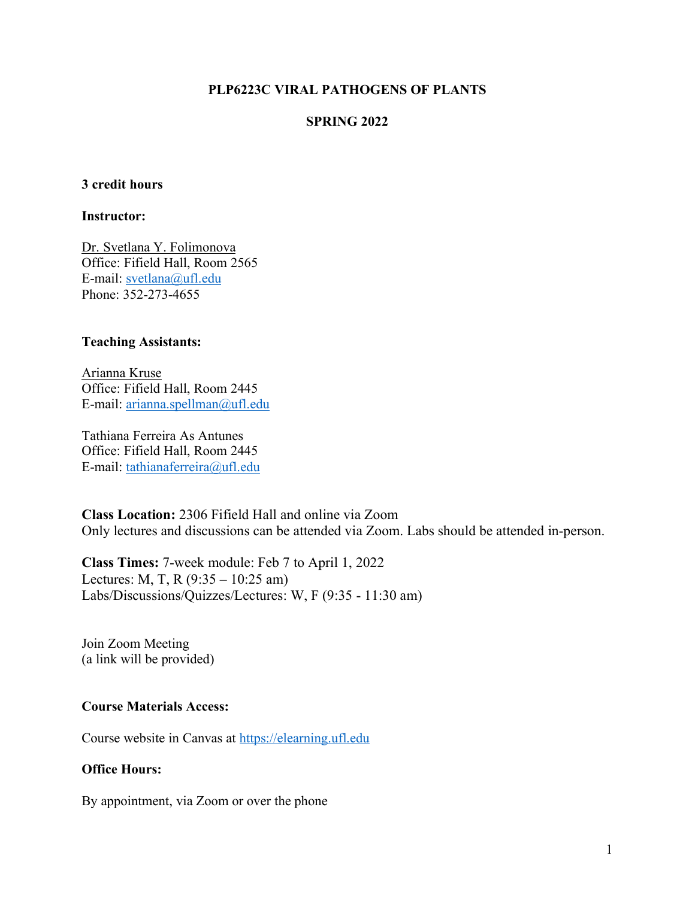# PLP6223C VIRAL PATHOGENS OF PLANTS

## SPRING 2022

**3 credit hours**

**Instructor:**

Dr. Svetlana Y. Folimonova
Office: Fifield Hall, Room 2565
E-mail: svetlana@ufl.edu
Phone: 352-273-4655

**Teaching Assistants:**

Arianna Kruse
Office: Fifield Hall, Room 2445
E-mail: arianna.spellman@ufl.edu

Tathiana Ferreira As Antunes
Office: Fifield Hall, Room 2445
E-mail: tathianaferreira@ufl.edu

**Class Location:** 2306 Fifield Hall and online via Zoom
Only lectures and discussions can be attended via Zoom. Labs should be attended in-person.

**Class Times:** 7-week module: Feb 7 to April 1, 2022
Lectures: M, T, R (9:35 – 10:25 am)
Labs/Discussions/Quizzes/Lectures: W, F (9:35 - 11:30 am)

Join Zoom Meeting
(a link will be provided)

**Course Materials Access:**

Course website in Canvas at https://elearning.ufl.edu

**Office Hours:**

By appointment, via Zoom or over the phone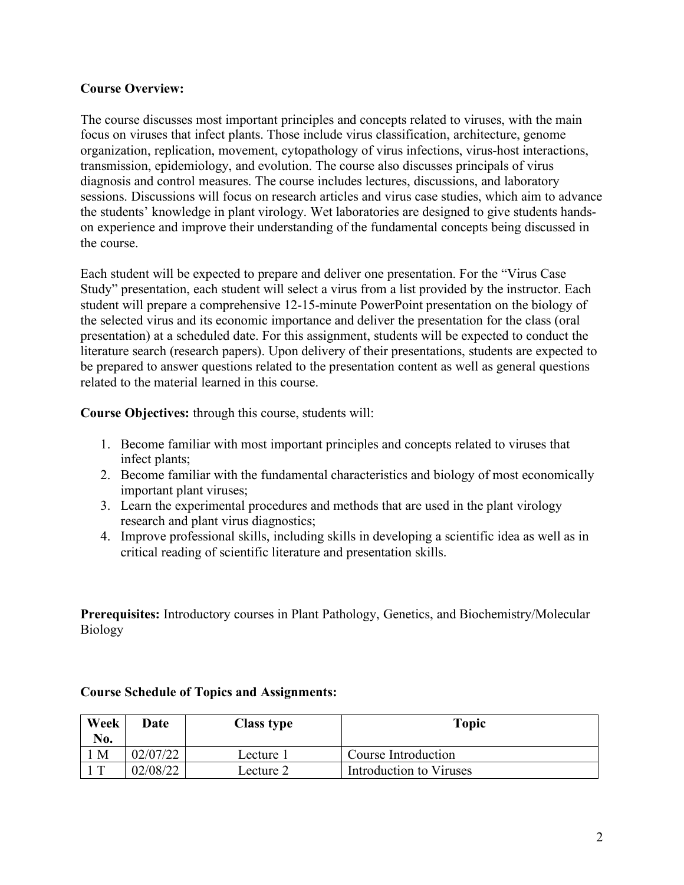**Course Overview:**

The course discusses most important principles and concepts related to viruses, with the main focus on viruses that infect plants. Those include virus classification, architecture, genome organization, replication, movement, cytopathology of virus infections, virus-host interactions, transmission, epidemiology, and evolution. The course also discusses principals of virus diagnosis and control measures. The course includes lectures, discussions, and laboratory sessions. Discussions will focus on research articles and virus case studies, which aim to advance the students' knowledge in plant virology. Wet laboratories are designed to give students hands-on experience and improve their understanding of the fundamental concepts being discussed in the course.

Each student will be expected to prepare and deliver one presentation. For the "Virus Case Study" presentation, each student will select a virus from a list provided by the instructor. Each student will prepare a comprehensive 12-15-minute PowerPoint presentation on the biology of the selected virus and its economic importance and deliver the presentation for the class (oral presentation) at a scheduled date. For this assignment, students will be expected to conduct the literature search (research papers). Upon delivery of their presentations, students are expected to be prepared to answer questions related to the presentation content as well as general questions related to the material learned in this course.

**Course Objectives:** through this course, students will:

1. Become familiar with most important principles and concepts related to viruses that infect plants;
2. Become familiar with the fundamental characteristics and biology of most economically important plant viruses;
3. Learn the experimental procedures and methods that are used in the plant virology research and plant virus diagnostics;
4. Improve professional skills, including skills in developing a scientific idea as well as in critical reading of scientific literature and presentation skills.

**Prerequisites:** Introductory courses in Plant Pathology, Genetics, and Biochemistry/Molecular Biology

**Course Schedule of Topics and Assignments:**

| Week No. | Date | Class type | Topic |
|---|---|---|---|
| 1 M | 02/07/22 | Lecture 1 | Course Introduction |
| 1 T | 02/08/22 | Lecture 2 | Introduction to Viruses |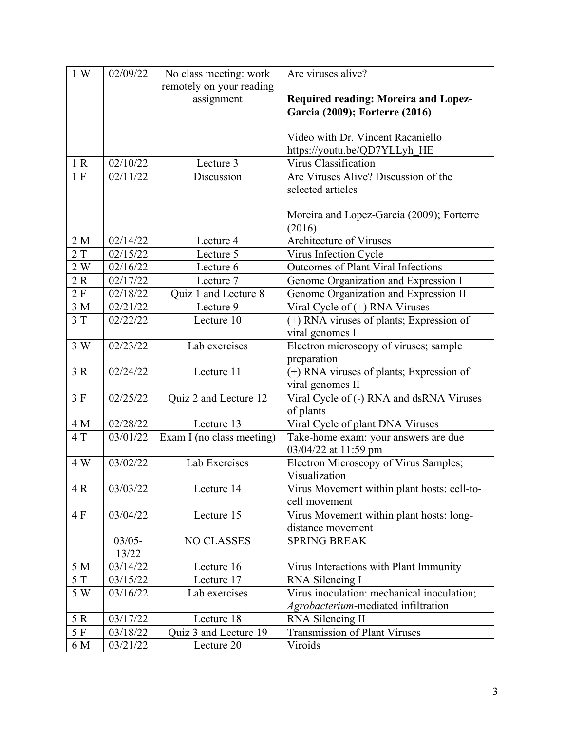| 1 W | 02/09/22 | No class meeting: work remotely on your reading assignment | Are viruses alive?<br><br>**Required reading: Moreira and Lopez-Garcia (2009); Forterre (2016)**<br><br>Video with Dr. Vincent Racaniello https://youtu.be/QD7YLLyh_HE |
|---|---|---|---|
| 1 R | 02/10/22 | Lecture 3 | Virus Classification |
| 1 F | 02/11/22 | Discussion | Are Viruses Alive? Discussion of the selected articles<br><br>Moreira and Lopez-Garcia (2009); Forterre (2016) |
| 2 M | 02/14/22 | Lecture 4 | Architecture of Viruses |
| 2 T | 02/15/22 | Lecture 5 | Virus Infection Cycle |
| 2 W | 02/16/22 | Lecture 6 | Outcomes of Plant Viral Infections |
| 2 R | 02/17/22 | Lecture 7 | Genome Organization and Expression I |
| 2 F | 02/18/22 | Quiz 1 and Lecture 8 | Genome Organization and Expression II |
| 3 M | 02/21/22 | Lecture 9 | Viral Cycle of (+) RNA Viruses |
| 3 T | 02/22/22 | Lecture 10 | (+) RNA viruses of plants; Expression of viral genomes I |
| 3 W | 02/23/22 | Lab exercises | Electron microscopy of viruses; sample preparation |
| 3 R | 02/24/22 | Lecture 11 | (+) RNA viruses of plants; Expression of viral genomes II |
| 3 F | 02/25/22 | Quiz 2 and Lecture 12 | Viral Cycle of (-) RNA and dsRNA Viruses of plants |
| 4 M | 02/28/22 | Lecture 13 | Viral Cycle of plant DNA Viruses |
| 4 T | 03/01/22 | Exam I (no class meeting) | Take-home exam: your answers are due 03/04/22 at 11:59 pm |
| 4 W | 03/02/22 | Lab Exercises | Electron Microscopy of Virus Samples; Visualization |
| 4 R | 03/03/22 | Lecture 14 | Virus Movement within plant hosts: cell-to-cell movement |
| 4 F | 03/04/22 | Lecture 15 | Virus Movement within plant hosts: long-distance movement |
| | 03/05-13/22 | NO CLASSES | SPRING BREAK |
| 5 M | 03/14/22 | Lecture 16 | Virus Interactions with Plant Immunity |
| 5 T | 03/15/22 | Lecture 17 | RNA Silencing I |
| 5 W | 03/16/22 | Lab exercises | Virus inoculation: mechanical inoculation; *Agrobacterium*-mediated infiltration |
| 5 R | 03/17/22 | Lecture 18 | RNA Silencing II |
| 5 F | 03/18/22 | Quiz 3 and Lecture 19 | Transmission of Plant Viruses |
| 6 M | 03/21/22 | Lecture 20 | Viroids |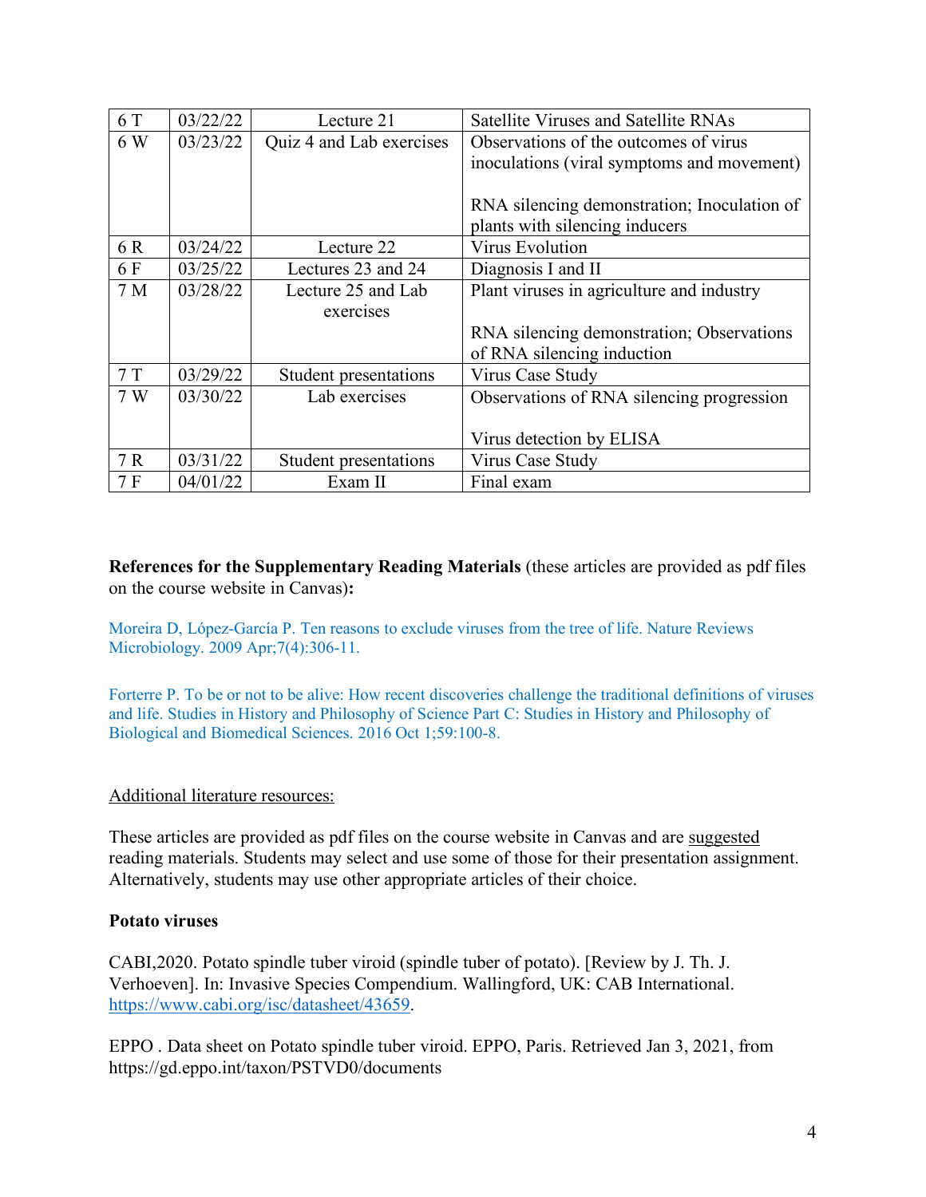| | | | |
|---|---|---|---|
| 6 T | 03/22/22 | Lecture 21 | Satellite Viruses and Satellite RNAs |
| 6 W | 03/23/22 | Quiz 4 and Lab exercises | Observations of the outcomes of virus inoculations (viral symptoms and movement)<br><br>RNA silencing demonstration; Inoculation of plants with silencing inducers |
| 6 R | 03/24/22 | Lecture 22 | Virus Evolution |
| 6 F | 03/25/22 | Lectures 23 and 24 | Diagnosis I and II |
| 7 M | 03/28/22 | Lecture 25 and Lab exercises | Plant viruses in agriculture and industry<br><br>RNA silencing demonstration; Observations of RNA silencing induction |
| 7 T | 03/29/22 | Student presentations | Virus Case Study |
| 7 W | 03/30/22 | Lab exercises | Observations of RNA silencing progression<br><br>Virus detection by ELISA |
| 7 R | 03/31/22 | Student presentations | Virus Case Study |
| 7 F | 04/01/22 | Exam II | Final exam |

**References for the Supplementary Reading Materials** (these articles are provided as pdf files on the course website in Canvas)**:**

Moreira D, López-García P. Ten reasons to exclude viruses from the tree of life. Nature Reviews Microbiology. 2009 Apr;7(4):306-11.

Forterre P. To be or not to be alive: How recent discoveries challenge the traditional definitions of viruses and life. Studies in History and Philosophy of Science Part C: Studies in History and Philosophy of Biological and Biomedical Sciences. 2016 Oct 1;59:100-8.

Additional literature resources:

These articles are provided as pdf files on the course website in Canvas and are suggested reading materials. Students may select and use some of those for their presentation assignment. Alternatively, students may use other appropriate articles of their choice.

**Potato viruses**

CABI,2020. Potato spindle tuber viroid (spindle tuber of potato). [Review by J. Th. J. Verhoeven]. In: Invasive Species Compendium. Wallingford, UK: CAB International. https://www.cabi.org/isc/datasheet/43659.

EPPO . Data sheet on Potato spindle tuber viroid. EPPO, Paris. Retrieved Jan 3, 2021, from https://gd.eppo.int/taxon/PSTVD0/documents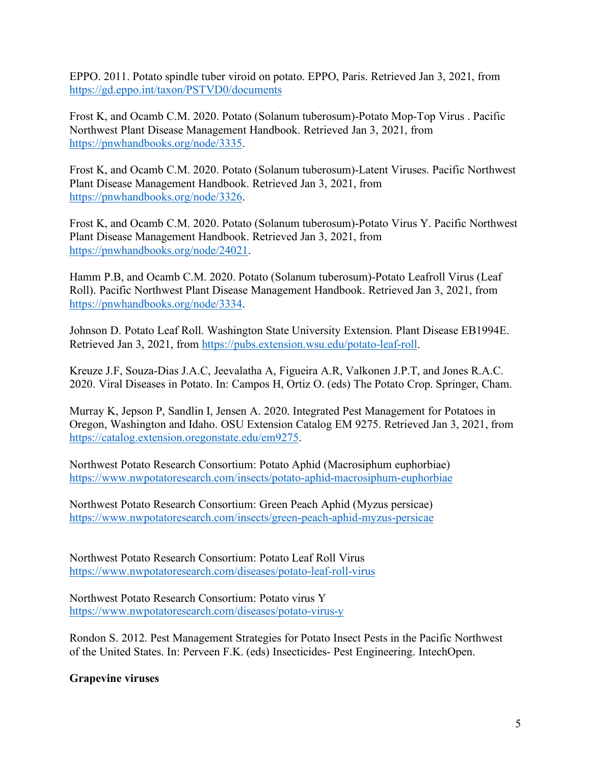EPPO. 2011. Potato spindle tuber viroid on potato. EPPO, Paris. Retrieved Jan 3, 2021, from https://gd.eppo.int/taxon/PSTVD0/documents

Frost K, and Ocamb C.M. 2020. Potato (Solanum tuberosum)-Potato Mop-Top Virus . Pacific Northwest Plant Disease Management Handbook. Retrieved Jan 3, 2021, from https://pnwhandbooks.org/node/3335.

Frost K, and Ocamb C.M. 2020. Potato (Solanum tuberosum)-Latent Viruses. Pacific Northwest Plant Disease Management Handbook. Retrieved Jan 3, 2021, from https://pnwhandbooks.org/node/3326.

Frost K, and Ocamb C.M. 2020. Potato (Solanum tuberosum)-Potato Virus Y. Pacific Northwest Plant Disease Management Handbook. Retrieved Jan 3, 2021, from https://pnwhandbooks.org/node/24021.

Hamm P.B, and Ocamb C.M. 2020. Potato (Solanum tuberosum)-Potato Leafroll Virus (Leaf Roll). Pacific Northwest Plant Disease Management Handbook. Retrieved Jan 3, 2021, from https://pnwhandbooks.org/node/3334.

Johnson D. Potato Leaf Roll. Washington State University Extension. Plant Disease EB1994E. Retrieved Jan 3, 2021, from https://pubs.extension.wsu.edu/potato-leaf-roll.

Kreuze J.F, Souza-Dias J.A.C, Jeevalatha A, Figueira A.R, Valkonen J.P.T, and Jones R.A.C. 2020. Viral Diseases in Potato. In: Campos H, Ortiz O. (eds) The Potato Crop. Springer, Cham.

Murray K, Jepson P, Sandlin I, Jensen A. 2020. Integrated Pest Management for Potatoes in Oregon, Washington and Idaho. OSU Extension Catalog EM 9275. Retrieved Jan 3, 2021, from https://catalog.extension.oregonstate.edu/em9275.

Northwest Potato Research Consortium: Potato Aphid (Macrosiphum euphorbiae) https://www.nwpotatoresearch.com/insects/potato-aphid-macrosiphum-euphorbiae

Northwest Potato Research Consortium: Green Peach Aphid (Myzus persicae) https://www.nwpotatoresearch.com/insects/green-peach-aphid-myzus-persicae

Northwest Potato Research Consortium: Potato Leaf Roll Virus https://www.nwpotatoresearch.com/diseases/potato-leaf-roll-virus

Northwest Potato Research Consortium: Potato virus Y https://www.nwpotatoresearch.com/diseases/potato-virus-y

Rondon S. 2012. Pest Management Strategies for Potato Insect Pests in the Pacific Northwest of the United States. In: Perveen F.K. (eds) Insecticides- Pest Engineering. IntechOpen.

**Grapevine viruses**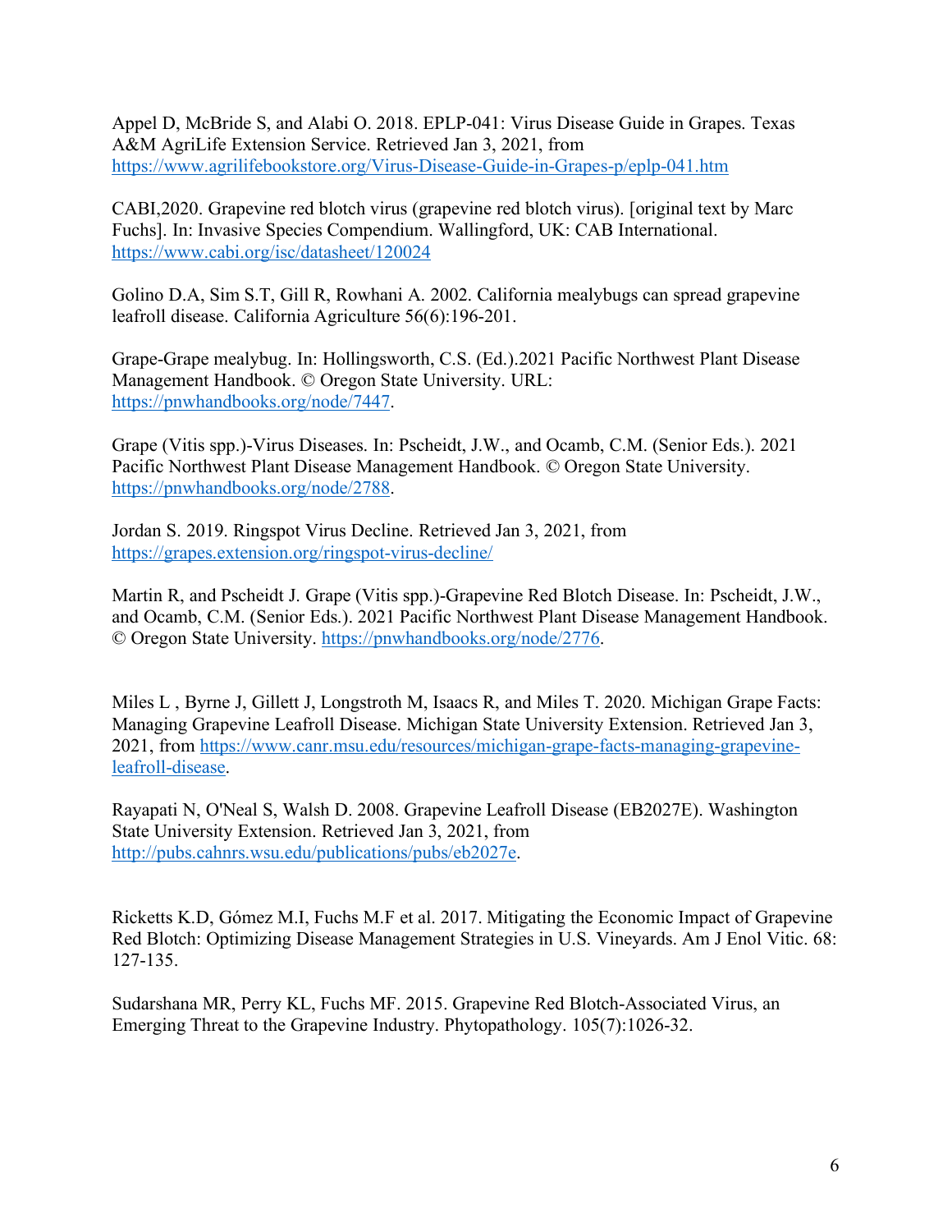Appel D, McBride S, and Alabi O. 2018. EPLP-041: Virus Disease Guide in Grapes. Texas A&M AgriLife Extension Service. Retrieved Jan 3, 2021, from https://www.agrilifebookstore.org/Virus-Disease-Guide-in-Grapes-p/eplp-041.htm

CABI,2020. Grapevine red blotch virus (grapevine red blotch virus). [original text by Marc Fuchs]. In: Invasive Species Compendium. Wallingford, UK: CAB International. https://www.cabi.org/isc/datasheet/120024

Golino D.A, Sim S.T, Gill R, Rowhani A. 2002. California mealybugs can spread grapevine leafroll disease. California Agriculture 56(6):196-201.

Grape-Grape mealybug. In: Hollingsworth, C.S. (Ed.).2021 Pacific Northwest Plant Disease Management Handbook. © Oregon State University. URL: https://pnwhandbooks.org/node/7447.

Grape (Vitis spp.)-Virus Diseases. In: Pscheidt, J.W., and Ocamb, C.M. (Senior Eds.). 2021 Pacific Northwest Plant Disease Management Handbook. © Oregon State University. https://pnwhandbooks.org/node/2788.

Jordan S. 2019. Ringspot Virus Decline. Retrieved Jan 3, 2021, from https://grapes.extension.org/ringspot-virus-decline/

Martin R, and Pscheidt J. Grape (Vitis spp.)-Grapevine Red Blotch Disease. In: Pscheidt, J.W., and Ocamb, C.M. (Senior Eds.). 2021 Pacific Northwest Plant Disease Management Handbook. © Oregon State University. https://pnwhandbooks.org/node/2776.

Miles L , Byrne J, Gillett J, Longstroth M, Isaacs R, and Miles T. 2020. Michigan Grape Facts: Managing Grapevine Leafroll Disease. Michigan State University Extension. Retrieved Jan 3, 2021, from https://www.canr.msu.edu/resources/michigan-grape-facts-managing-grapevine-leafroll-disease.

Rayapati N, O'Neal S, Walsh D. 2008. Grapevine Leafroll Disease (EB2027E). Washington State University Extension. Retrieved Jan 3, 2021, from http://pubs.cahnrs.wsu.edu/publications/pubs/eb2027e.

Ricketts K.D, Gómez M.I, Fuchs M.F et al. 2017. Mitigating the Economic Impact of Grapevine Red Blotch: Optimizing Disease Management Strategies in U.S. Vineyards. Am J Enol Vitic. 68: 127-135.

Sudarshana MR, Perry KL, Fuchs MF. 2015. Grapevine Red Blotch-Associated Virus, an Emerging Threat to the Grapevine Industry. Phytopathology. 105(7):1026-32.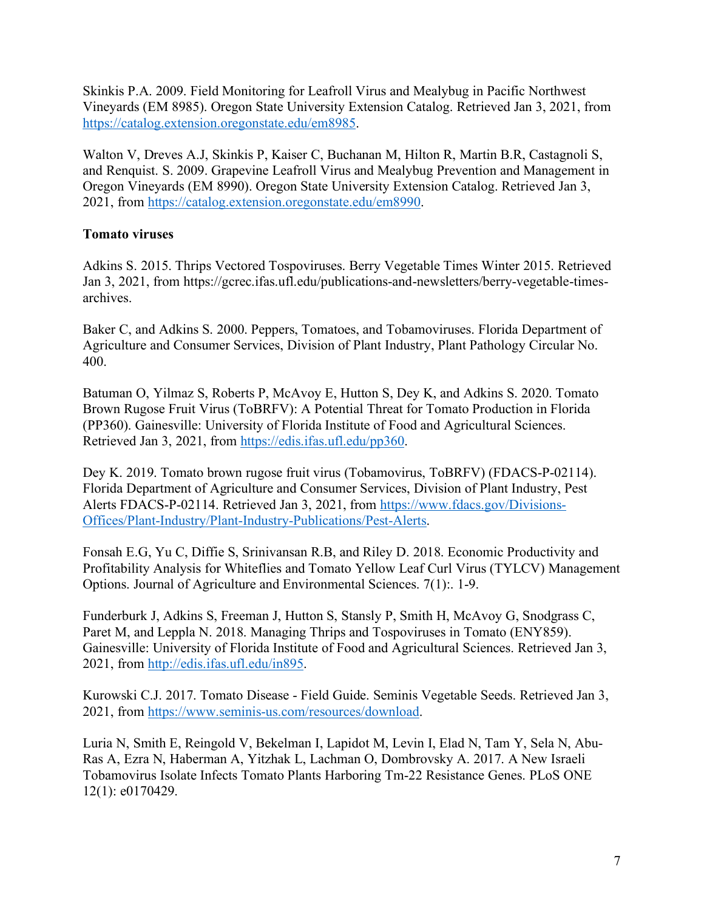Skinkis P.A. 2009. Field Monitoring for Leafroll Virus and Mealybug in Pacific Northwest Vineyards (EM 8985). Oregon State University Extension Catalog. Retrieved Jan 3, 2021, from [https://catalog.extension.oregonstate.edu/em8985](https://catalog.extension.oregonstate.edu/em8985).

Walton V, Dreves A.J, Skinkis P, Kaiser C, Buchanan M, Hilton R, Martin B.R, Castagnoli S, and Renquist. S. 2009. Grapevine Leafroll Virus and Mealybug Prevention and Management in Oregon Vineyards (EM 8990). Oregon State University Extension Catalog. Retrieved Jan 3, 2021, from [https://catalog.extension.oregonstate.edu/em8990](https://catalog.extension.oregonstate.edu/em8990).

**Tomato viruses**

Adkins S. 2015. Thrips Vectored Tospoviruses. Berry Vegetable Times Winter 2015. Retrieved Jan 3, 2021, from https://gcrec.ifas.ufl.edu/publications-and-newsletters/berry-vegetable-times-archives.

Baker C, and Adkins S. 2000. Peppers, Tomatoes, and Tobamoviruses. Florida Department of Agriculture and Consumer Services, Division of Plant Industry, Plant Pathology Circular No. 400.

Batuman O, Yilmaz S, Roberts P, McAvoy E, Hutton S, Dey K, and Adkins S. 2020. Tomato Brown Rugose Fruit Virus (ToBRFV): A Potential Threat for Tomato Production in Florida (PP360). Gainesville: University of Florida Institute of Food and Agricultural Sciences. Retrieved Jan 3, 2021, from [https://edis.ifas.ufl.edu/pp360](https://edis.ifas.ufl.edu/pp360).

Dey K. 2019. Tomato brown rugose fruit virus (Tobamovirus, ToBRFV) (FDACS-P-02114). Florida Department of Agriculture and Consumer Services, Division of Plant Industry, Pest Alerts FDACS-P-02114. Retrieved Jan 3, 2021, from [https://www.fdacs.gov/Divisions-Offices/Plant-Industry/Plant-Industry-Publications/Pest-Alerts](https://www.fdacs.gov/Divisions-Offices/Plant-Industry/Plant-Industry-Publications/Pest-Alerts).

Fonsah E.G, Yu C, Diffie S, Srinivansan R.B, and Riley D. 2018. Economic Productivity and Profitability Analysis for Whiteflies and Tomato Yellow Leaf Curl Virus (TYLCV) Management Options. Journal of Agriculture and Environmental Sciences. 7(1):. 1-9.

Funderburk J, Adkins S, Freeman J, Hutton S, Stansly P, Smith H, McAvoy G, Snodgrass C, Paret M, and Leppla N. 2018. Managing Thrips and Tospoviruses in Tomato (ENY859). Gainesville: University of Florida Institute of Food and Agricultural Sciences. Retrieved Jan 3, 2021, from [http://edis.ifas.ufl.edu/in895](http://edis.ifas.ufl.edu/in895).

Kurowski C.J. 2017. Tomato Disease - Field Guide. Seminis Vegetable Seeds. Retrieved Jan 3, 2021, from [https://www.seminis-us.com/resources/download](https://www.seminis-us.com/resources/download).

Luria N, Smith E, Reingold V, Bekelman I, Lapidot M, Levin I, Elad N, Tam Y, Sela N, Abu-Ras A, Ezra N, Haberman A, Yitzhak L, Lachman O, Dombrovsky A. 2017. A New Israeli Tobamovirus Isolate Infects Tomato Plants Harboring Tm-22 Resistance Genes. PLoS ONE 12(1): e0170429.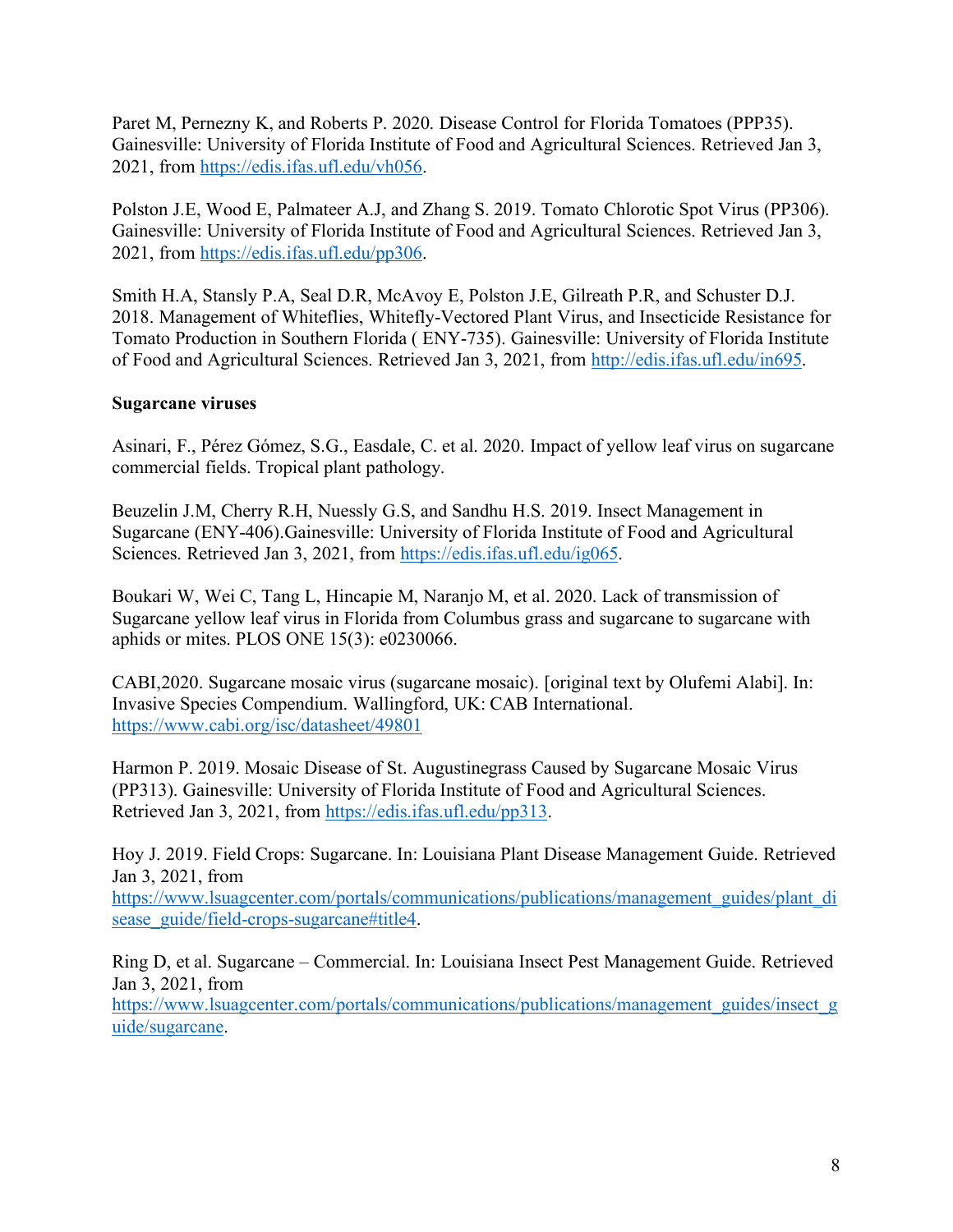Paret M, Pernezny K, and Roberts P. 2020. Disease Control for Florida Tomatoes (PPP35). Gainesville: University of Florida Institute of Food and Agricultural Sciences. Retrieved Jan 3, 2021, from https://edis.ifas.ufl.edu/vh056.

Polston J.E, Wood E, Palmateer A.J, and Zhang S. 2019. Tomato Chlorotic Spot Virus (PP306). Gainesville: University of Florida Institute of Food and Agricultural Sciences. Retrieved Jan 3, 2021, from https://edis.ifas.ufl.edu/pp306.

Smith H.A, Stansly P.A, Seal D.R, McAvoy E, Polston J.E, Gilreath P.R, and Schuster D.J. 2018. Management of Whiteflies, Whitefly-Vectored Plant Virus, and Insecticide Resistance for Tomato Production in Southern Florida ( ENY-735). Gainesville: University of Florida Institute of Food and Agricultural Sciences. Retrieved Jan 3, 2021, from http://edis.ifas.ufl.edu/in695.

**Sugarcane viruses**

Asinari, F., Pérez Gómez, S.G., Easdale, C. et al. 2020. Impact of yellow leaf virus on sugarcane commercial fields. Tropical plant pathology.

Beuzelin J.M, Cherry R.H, Nuessly G.S, and Sandhu H.S. 2019. Insect Management in Sugarcane (ENY-406).Gainesville: University of Florida Institute of Food and Agricultural Sciences. Retrieved Jan 3, 2021, from https://edis.ifas.ufl.edu/ig065.

Boukari W, Wei C, Tang L, Hincapie M, Naranjo M, et al. 2020. Lack of transmission of Sugarcane yellow leaf virus in Florida from Columbus grass and sugarcane to sugarcane with aphids or mites. PLOS ONE 15(3): e0230066.

CABI,2020. Sugarcane mosaic virus (sugarcane mosaic). [original text by Olufemi Alabi]. In: Invasive Species Compendium. Wallingford, UK: CAB International. https://www.cabi.org/isc/datasheet/49801

Harmon P. 2019. Mosaic Disease of St. Augustinegrass Caused by Sugarcane Mosaic Virus (PP313). Gainesville: University of Florida Institute of Food and Agricultural Sciences. Retrieved Jan 3, 2021, from https://edis.ifas.ufl.edu/pp313.

Hoy J. 2019. Field Crops: Sugarcane. In: Louisiana Plant Disease Management Guide. Retrieved Jan 3, 2021, from https://www.lsuagcenter.com/portals/communications/publications/management_guides/plant_disease_guide/field-crops-sugarcane#title4.

Ring D, et al. Sugarcane – Commercial. In: Louisiana Insect Pest Management Guide. Retrieved Jan 3, 2021, from https://www.lsuagcenter.com/portals/communications/publications/management_guides/insect_guide/sugarcane.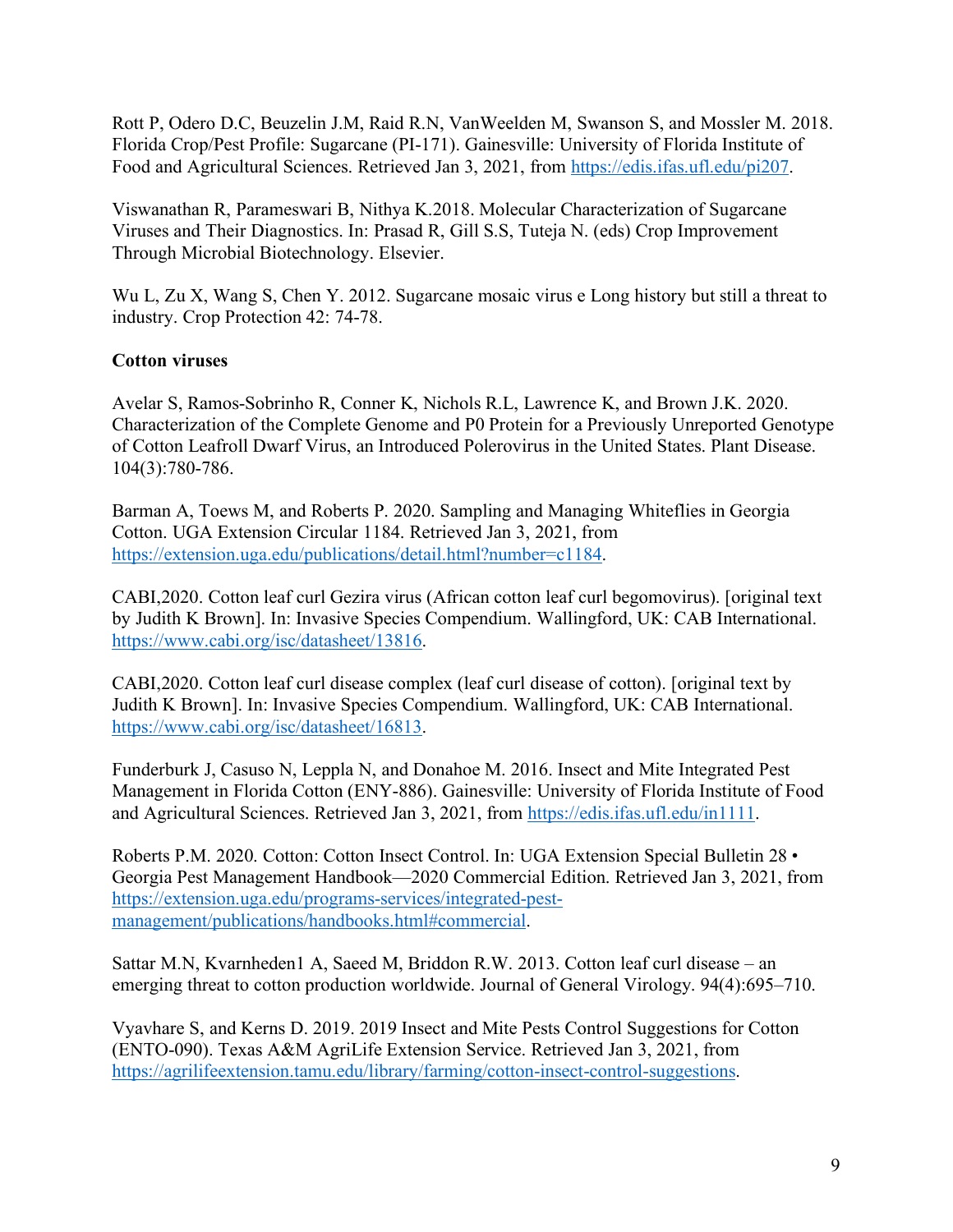Rott P, Odero D.C, Beuzelin J.M, Raid R.N, VanWeelden M, Swanson S, and Mossler M. 2018. Florida Crop/Pest Profile: Sugarcane (PI-171). Gainesville: University of Florida Institute of Food and Agricultural Sciences. Retrieved Jan 3, 2021, from https://edis.ifas.ufl.edu/pi207.

Viswanathan R, Parameswari B, Nithya K.2018. Molecular Characterization of Sugarcane Viruses and Their Diagnostics. In: Prasad R, Gill S.S, Tuteja N. (eds) Crop Improvement Through Microbial Biotechnology. Elsevier.

Wu L, Zu X, Wang S, Chen Y. 2012. Sugarcane mosaic virus e Long history but still a threat to industry. Crop Protection 42: 74-78.

**Cotton viruses**

Avelar S, Ramos-Sobrinho R, Conner K, Nichols R.L, Lawrence K, and Brown J.K. 2020. Characterization of the Complete Genome and P0 Protein for a Previously Unreported Genotype of Cotton Leafroll Dwarf Virus, an Introduced Polerovirus in the United States. Plant Disease. 104(3):780-786.

Barman A, Toews M, and Roberts P. 2020. Sampling and Managing Whiteflies in Georgia Cotton. UGA Extension Circular 1184. Retrieved Jan 3, 2021, from https://extension.uga.edu/publications/detail.html?number=c1184.

CABI,2020. Cotton leaf curl Gezira virus (African cotton leaf curl begomovirus). [original text by Judith K Brown]. In: Invasive Species Compendium. Wallingford, UK: CAB International. https://www.cabi.org/isc/datasheet/13816.

CABI,2020. Cotton leaf curl disease complex (leaf curl disease of cotton). [original text by Judith K Brown]. In: Invasive Species Compendium. Wallingford, UK: CAB International. https://www.cabi.org/isc/datasheet/16813.

Funderburk J, Casuso N, Leppla N, and Donahoe M. 2016. Insect and Mite Integrated Pest Management in Florida Cotton (ENY-886). Gainesville: University of Florida Institute of Food and Agricultural Sciences. Retrieved Jan 3, 2021, from https://edis.ifas.ufl.edu/in1111.

Roberts P.M. 2020. Cotton: Cotton Insect Control. In: UGA Extension Special Bulletin 28 • Georgia Pest Management Handbook—2020 Commercial Edition. Retrieved Jan 3, 2021, from https://extension.uga.edu/programs-services/integrated-pest-management/publications/handbooks.html#commercial.

Sattar M.N, Kvarnheden1 A, Saeed M, Briddon R.W. 2013. Cotton leaf curl disease – an emerging threat to cotton production worldwide. Journal of General Virology. 94(4):695–710.

Vyavhare S, and Kerns D. 2019. 2019 Insect and Mite Pests Control Suggestions for Cotton (ENTO-090). Texas A&M AgriLife Extension Service. Retrieved Jan 3, 2021, from https://agrilifeextension.tamu.edu/library/farming/cotton-insect-control-suggestions.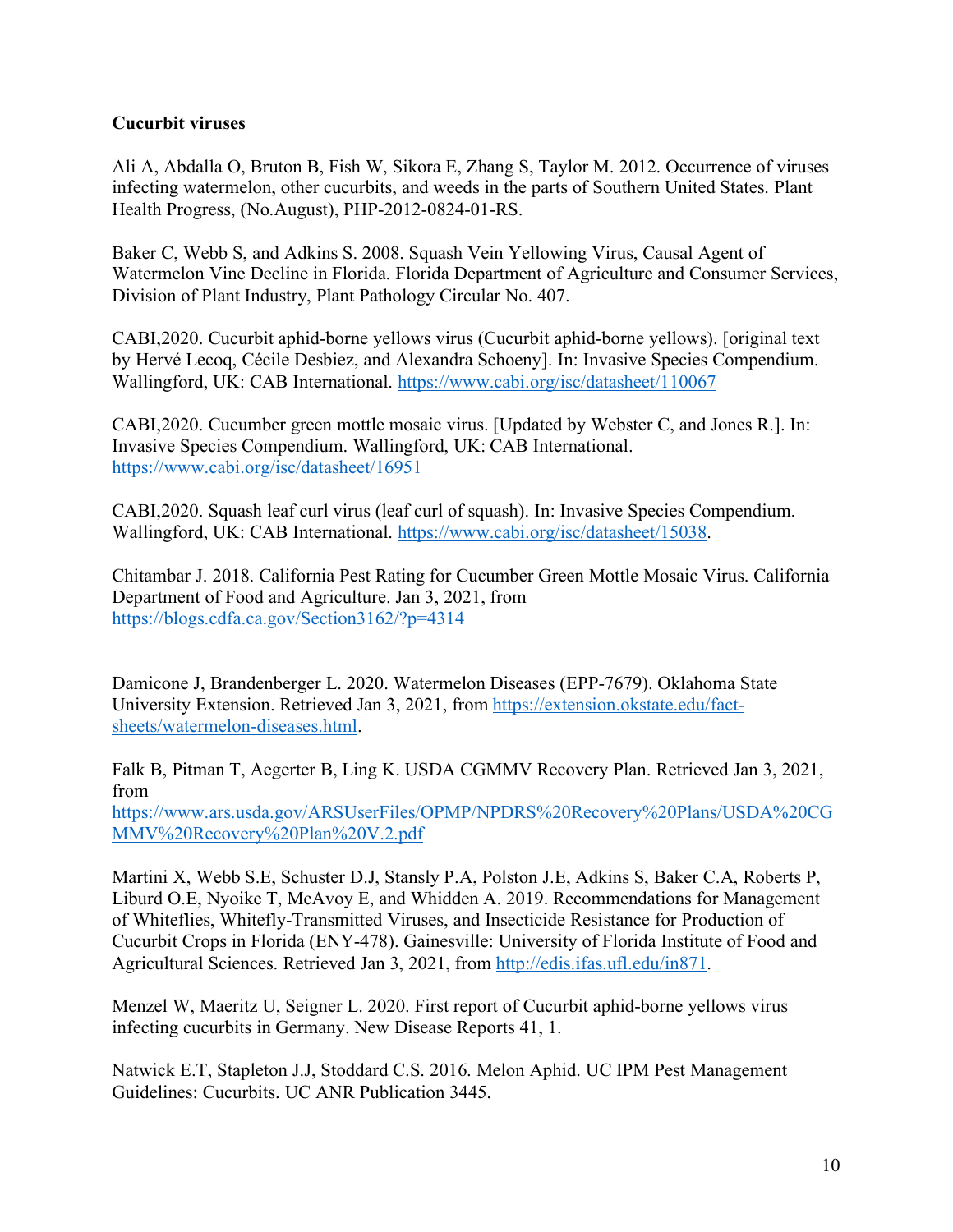**Cucurbit viruses**

Ali A, Abdalla O, Bruton B, Fish W, Sikora E, Zhang S, Taylor M. 2012. Occurrence of viruses infecting watermelon, other cucurbits, and weeds in the parts of Southern United States. Plant Health Progress, (No.August), PHP-2012-0824-01-RS.

Baker C, Webb S, and Adkins S. 2008. Squash Vein Yellowing Virus, Causal Agent of Watermelon Vine Decline in Florida. Florida Department of Agriculture and Consumer Services, Division of Plant Industry, Plant Pathology Circular No. 407.

CABI,2020. Cucurbit aphid-borne yellows virus (Cucurbit aphid-borne yellows). [original text by Hervé Lecoq, Cécile Desbiez, and Alexandra Schoeny]. In: Invasive Species Compendium. Wallingford, UK: CAB International. https://www.cabi.org/isc/datasheet/110067

CABI,2020. Cucumber green mottle mosaic virus. [Updated by Webster C, and Jones R.]. In: Invasive Species Compendium. Wallingford, UK: CAB International. https://www.cabi.org/isc/datasheet/16951

CABI,2020. Squash leaf curl virus (leaf curl of squash). In: Invasive Species Compendium. Wallingford, UK: CAB International. https://www.cabi.org/isc/datasheet/15038.

Chitambar J. 2018. California Pest Rating for Cucumber Green Mottle Mosaic Virus. California Department of Food and Agriculture. Jan 3, 2021, from https://blogs.cdfa.ca.gov/Section3162/?p=4314

Damicone J, Brandenberger L. 2020. Watermelon Diseases (EPP-7679). Oklahoma State University Extension. Retrieved Jan 3, 2021, from https://extension.okstate.edu/fact-sheets/watermelon-diseases.html.

Falk B, Pitman T, Aegerter B, Ling K. USDA CGMMV Recovery Plan. Retrieved Jan 3, 2021, from https://www.ars.usda.gov/ARSUserFiles/OPMP/NPDRS%20Recovery%20Plans/USDA%20CGMMV%20Recovery%20Plan%20V.2.pdf

Martini X, Webb S.E, Schuster D.J, Stansly P.A, Polston J.E, Adkins S, Baker C.A, Roberts P, Liburd O.E, Nyoike T, McAvoy E, and Whidden A. 2019. Recommendations for Management of Whiteflies, Whitefly-Transmitted Viruses, and Insecticide Resistance for Production of Cucurbit Crops in Florida (ENY-478). Gainesville: University of Florida Institute of Food and Agricultural Sciences. Retrieved Jan 3, 2021, from http://edis.ifas.ufl.edu/in871.

Menzel W, Maeritz U, Seigner L. 2020. First report of Cucurbit aphid-borne yellows virus infecting cucurbits in Germany. New Disease Reports 41, 1.

Natwick E.T, Stapleton J.J, Stoddard C.S. 2016. Melon Aphid. UC IPM Pest Management Guidelines: Cucurbits. UC ANR Publication 3445.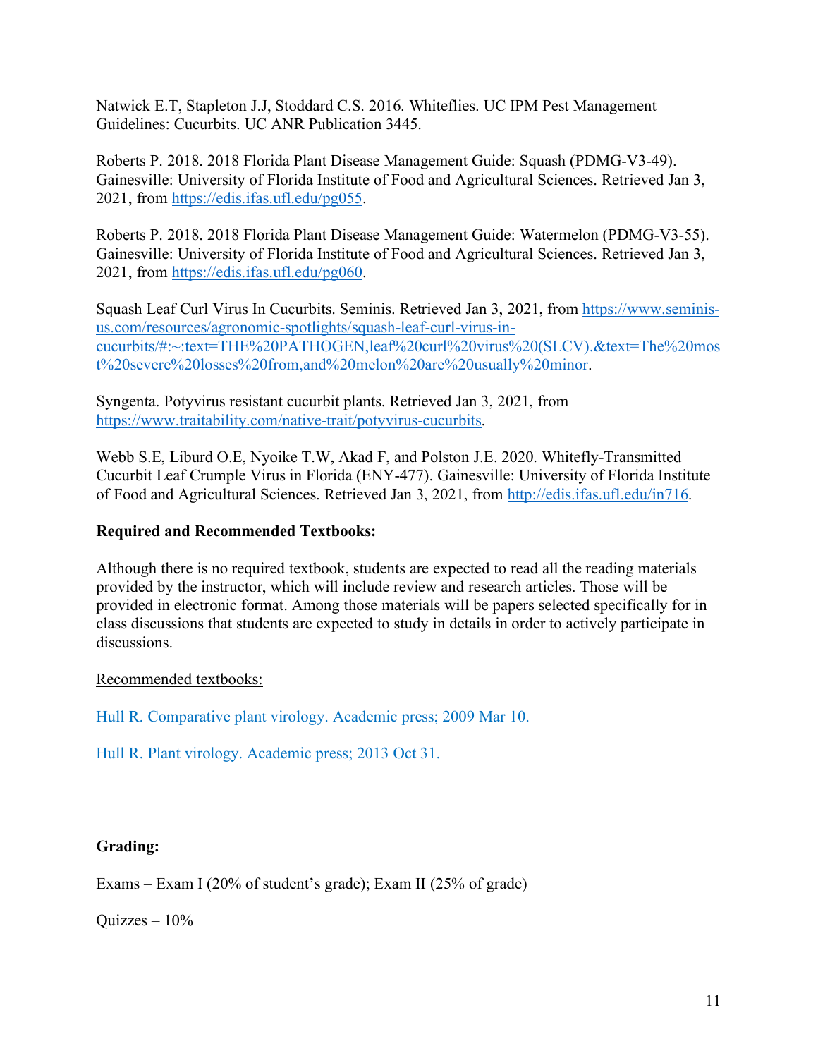Natwick E.T, Stapleton J.J, Stoddard C.S. 2016. Whiteflies. UC IPM Pest Management Guidelines: Cucurbits. UC ANR Publication 3445.

Roberts P. 2018. 2018 Florida Plant Disease Management Guide: Squash (PDMG-V3-49). Gainesville: University of Florida Institute of Food and Agricultural Sciences. Retrieved Jan 3, 2021, from https://edis.ifas.ufl.edu/pg055.

Roberts P. 2018. 2018 Florida Plant Disease Management Guide: Watermelon (PDMG-V3-55). Gainesville: University of Florida Institute of Food and Agricultural Sciences. Retrieved Jan 3, 2021, from https://edis.ifas.ufl.edu/pg060.

Squash Leaf Curl Virus In Cucurbits. Seminis. Retrieved Jan 3, 2021, from https://www.seminis-us.com/resources/agronomic-spotlights/squash-leaf-curl-virus-in-cucurbits/#:~:text=THE%20PATHOGEN,leaf%20curl%20virus%20(SLCV).&text=The%20most%20severe%20losses%20from,and%20melon%20are%20usually%20minor.

Syngenta. Potyvirus resistant cucurbit plants. Retrieved Jan 3, 2021, from https://www.traitability.com/native-trait/potyvirus-cucurbits.

Webb S.E, Liburd O.E, Nyoike T.W, Akad F, and Polston J.E. 2020. Whitefly-Transmitted Cucurbit Leaf Crumple Virus in Florida (ENY-477). Gainesville: University of Florida Institute of Food and Agricultural Sciences. Retrieved Jan 3, 2021, from http://edis.ifas.ufl.edu/in716.

**Required and Recommended Textbooks:**

Although there is no required textbook, students are expected to read all the reading materials provided by the instructor, which will include review and research articles. Those will be provided in electronic format. Among those materials will be papers selected specifically for in class discussions that students are expected to study in details in order to actively participate in discussions.

Recommended textbooks:

Hull R. Comparative plant virology. Academic press; 2009 Mar 10.

Hull R. Plant virology. Academic press; 2013 Oct 31.

**Grading:**

Exams – Exam I (20% of student's grade); Exam II (25% of grade)

Quizzes – 10%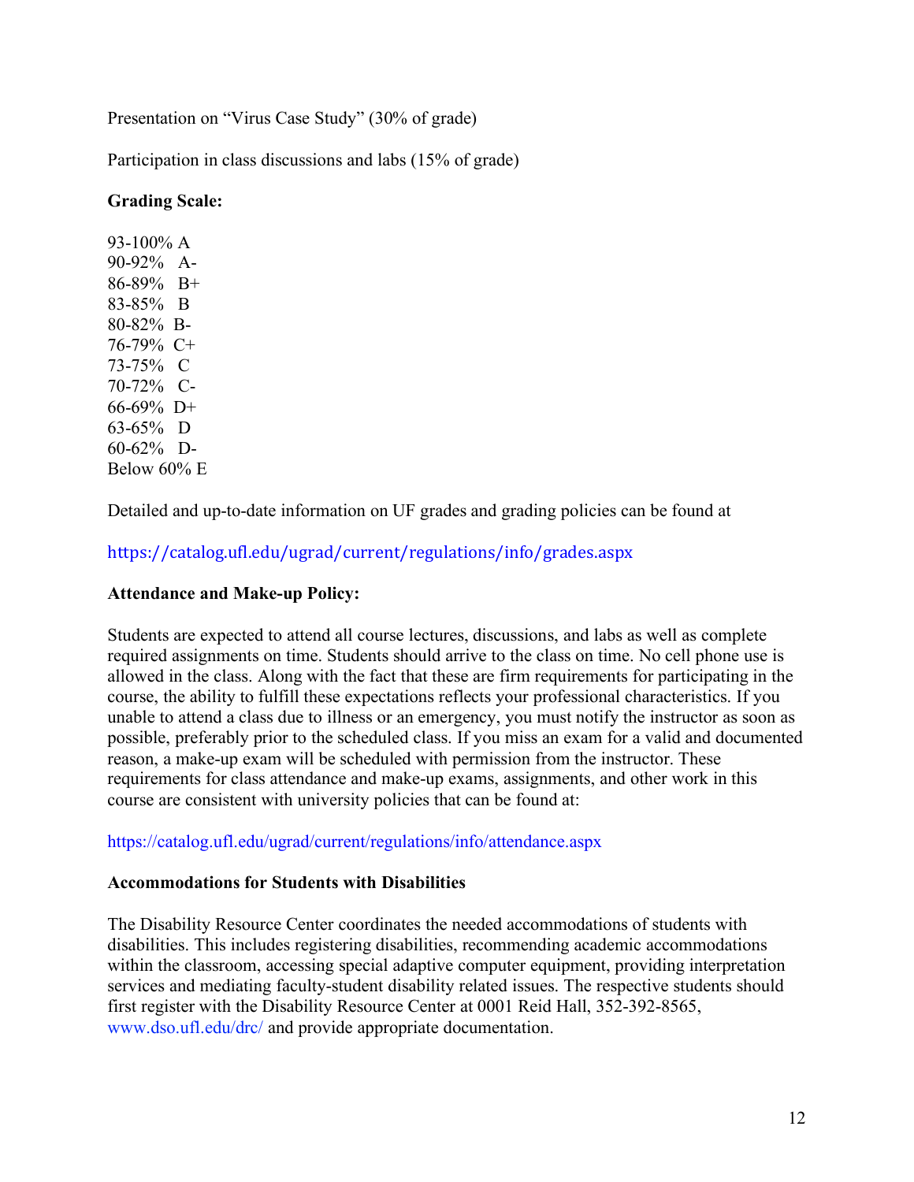Presentation on "Virus Case Study" (30% of grade)

Participation in class discussions and labs (15% of grade)

**Grading Scale:**

93-100% A
90-92% A-
86-89% B+
83-85% B
80-82% B-
76-79% C+
73-75% C
70-72% C-
66-69% D+
63-65% D
60-62% D-
Below 60% E

Detailed and up-to-date information on UF grades and grading policies can be found at

https://catalog.ufl.edu/ugrad/current/regulations/info/grades.aspx

**Attendance and Make-up Policy:**

Students are expected to attend all course lectures, discussions, and labs as well as complete required assignments on time. Students should arrive to the class on time. No cell phone use is allowed in the class. Along with the fact that these are firm requirements for participating in the course, the ability to fulfill these expectations reflects your professional characteristics. If you unable to attend a class due to illness or an emergency, you must notify the instructor as soon as possible, preferably prior to the scheduled class. If you miss an exam for a valid and documented reason, a make-up exam will be scheduled with permission from the instructor. These requirements for class attendance and make-up exams, assignments, and other work in this course are consistent with university policies that can be found at:

https://catalog.ufl.edu/ugrad/current/regulations/info/attendance.aspx

**Accommodations for Students with Disabilities**

The Disability Resource Center coordinates the needed accommodations of students with disabilities. This includes registering disabilities, recommending academic accommodations within the classroom, accessing special adaptive computer equipment, providing interpretation services and mediating faculty-student disability related issues. The respective students should first register with the Disability Resource Center at 0001 Reid Hall, 352-392-8565, www.dso.ufl.edu/drc/ and provide appropriate documentation.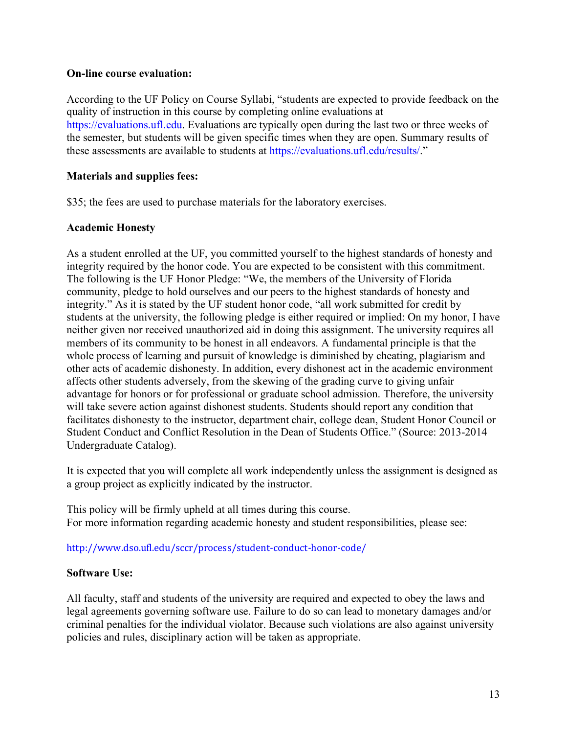**On-line course evaluation:**

According to the UF Policy on Course Syllabi, "students are expected to provide feedback on the quality of instruction in this course by completing online evaluations at https://evaluations.ufl.edu. Evaluations are typically open during the last two or three weeks of the semester, but students will be given specific times when they are open. Summary results of these assessments are available to students at https://evaluations.ufl.edu/results/."

**Materials and supplies fees:**

$35; the fees are used to purchase materials for the laboratory exercises.

**Academic Honesty**

As a student enrolled at the UF, you committed yourself to the highest standards of honesty and integrity required by the honor code. You are expected to be consistent with this commitment. The following is the UF Honor Pledge: "We, the members of the University of Florida community, pledge to hold ourselves and our peers to the highest standards of honesty and integrity." As it is stated by the UF student honor code, "all work submitted for credit by students at the university, the following pledge is either required or implied: On my honor, I have neither given nor received unauthorized aid in doing this assignment. The university requires all members of its community to be honest in all endeavors. A fundamental principle is that the whole process of learning and pursuit of knowledge is diminished by cheating, plagiarism and other acts of academic dishonesty. In addition, every dishonest act in the academic environment affects other students adversely, from the skewing of the grading curve to giving unfair advantage for honors or for professional or graduate school admission. Therefore, the university will take severe action against dishonest students. Students should report any condition that facilitates dishonesty to the instructor, department chair, college dean, Student Honor Council or Student Conduct and Conflict Resolution in the Dean of Students Office." (Source: 2013-2014 Undergraduate Catalog).

It is expected that you will complete all work independently unless the assignment is designed as a group project as explicitly indicated by the instructor.

This policy will be firmly upheld at all times during this course.
For more information regarding academic honesty and student responsibilities, please see:

http://www.dso.ufl.edu/sccr/process/student-conduct-honor-code/

**Software Use:**

All faculty, staff and students of the university are required and expected to obey the laws and legal agreements governing software use. Failure to do so can lead to monetary damages and/or criminal penalties for the individual violator. Because such violations are also against university policies and rules, disciplinary action will be taken as appropriate.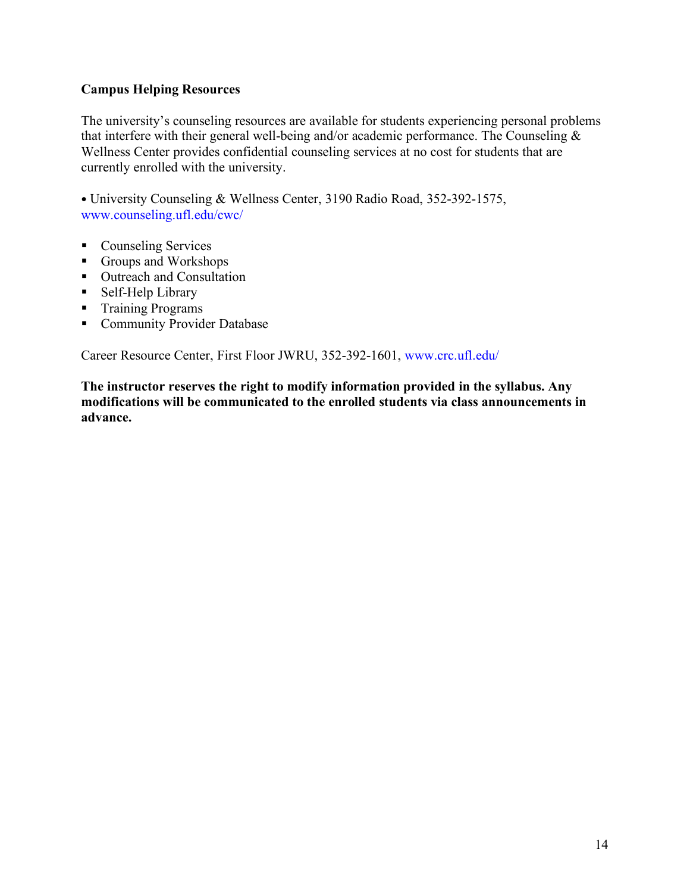**Campus Helping Resources**

The university's counseling resources are available for students experiencing personal problems that interfere with their general well-being and/or academic performance. The Counseling & Wellness Center provides confidential counseling services at no cost for students that are currently enrolled with the university.

• University Counseling & Wellness Center, 3190 Radio Road, 352-392-1575, www.counseling.ufl.edu/cwc/

- Counseling Services
- Groups and Workshops
- Outreach and Consultation
- Self-Help Library
- Training Programs
- Community Provider Database

Career Resource Center, First Floor JWRU, 352-392-1601, www.crc.ufl.edu/

**The instructor reserves the right to modify information provided in the syllabus. Any modifications will be communicated to the enrolled students via class announcements in advance.**